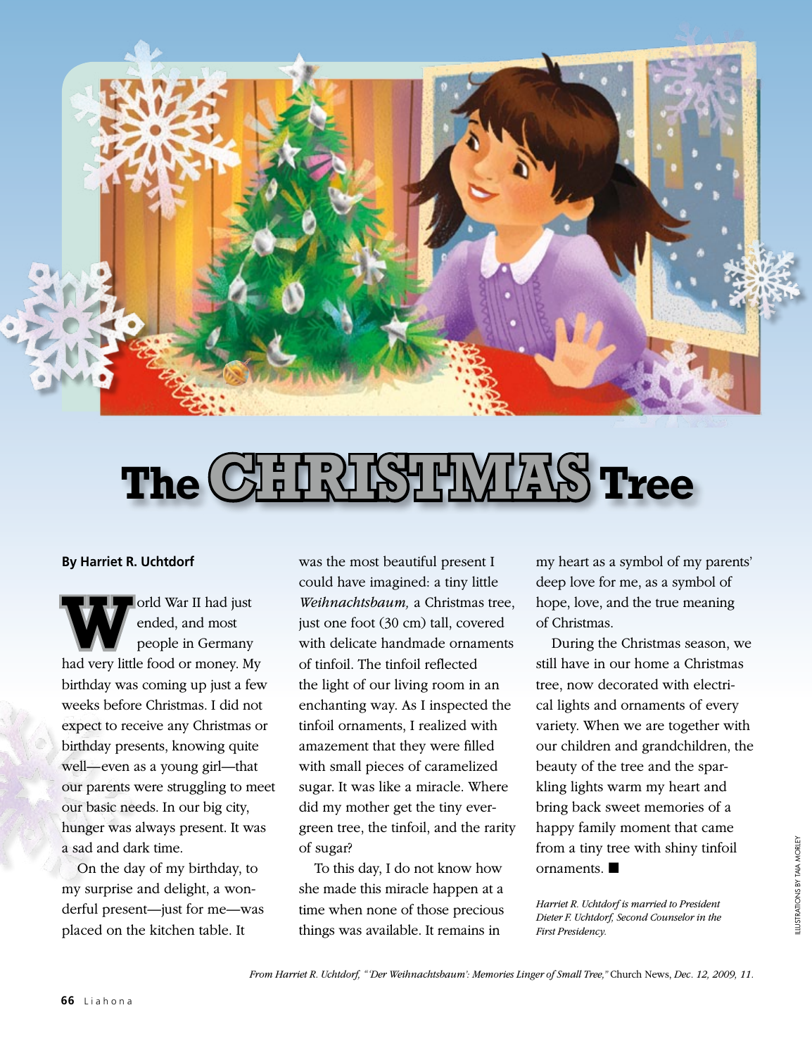# The CHRISTMAS Tree

**By Harriet R. Uchtdorf**

World War II had just ended, and most people in Germany had very little food or money. My birthday was coming up just a few weeks before Christmas. I did not expect to receive any Christmas or birthday presents, knowing quite well—even as a young girl—that our parents were struggling to meet our basic needs. In our big city, hunger was always present. It was a sad and dark time.

On the day of my birthday, to my surprise and delight, a wonderful present—just for me—was placed on the kitchen table. It was the most beautiful present I could have imagined: a tiny little *Weihnachtsbaum,* a Christmas tree, just one foot (30 cm) tall, covered with delicate handmade ornaments of tinfoil. The tinfoil reflected the light of our living room in an enchanting way. As I inspected the tinfoil ornaments, I realized with amazement that they were filled with small pieces of caramelized sugar. It was like a miracle. Where did my mother get the tiny evergreen tree, the tinfoil, and the rarity of sugar?

To this day, I do not know how she made this miracle happen at a time when none of those precious things was available. It remains in my heart as a symbol of my parents' deep love for me, as a symbol of hope, love, and the true meaning of Christmas.

During the Christmas season, we still have in our home a Christmas tree, now decorated with electrical lights and ornaments of every variety. When we are together with our children and grandchildren, the beauty of the tree and the sparkling lights warm my heart and bring back sweet memories of a happy family moment that came from a tiny tree with shiny tinfoil ornaments. ■

*Harriet R. Uchtdorf is married to President Dieter F. Uchtdorf, Second Counselor in the First Presidency.*

ILLUSTRATIONS BY TAIA MORLEY

*From Harriet R. Uchtdorf, "'Der Weihnachtsbaum': Memories Linger of Small Tree,"* Church News, *Dec. 12, 2009, 11.*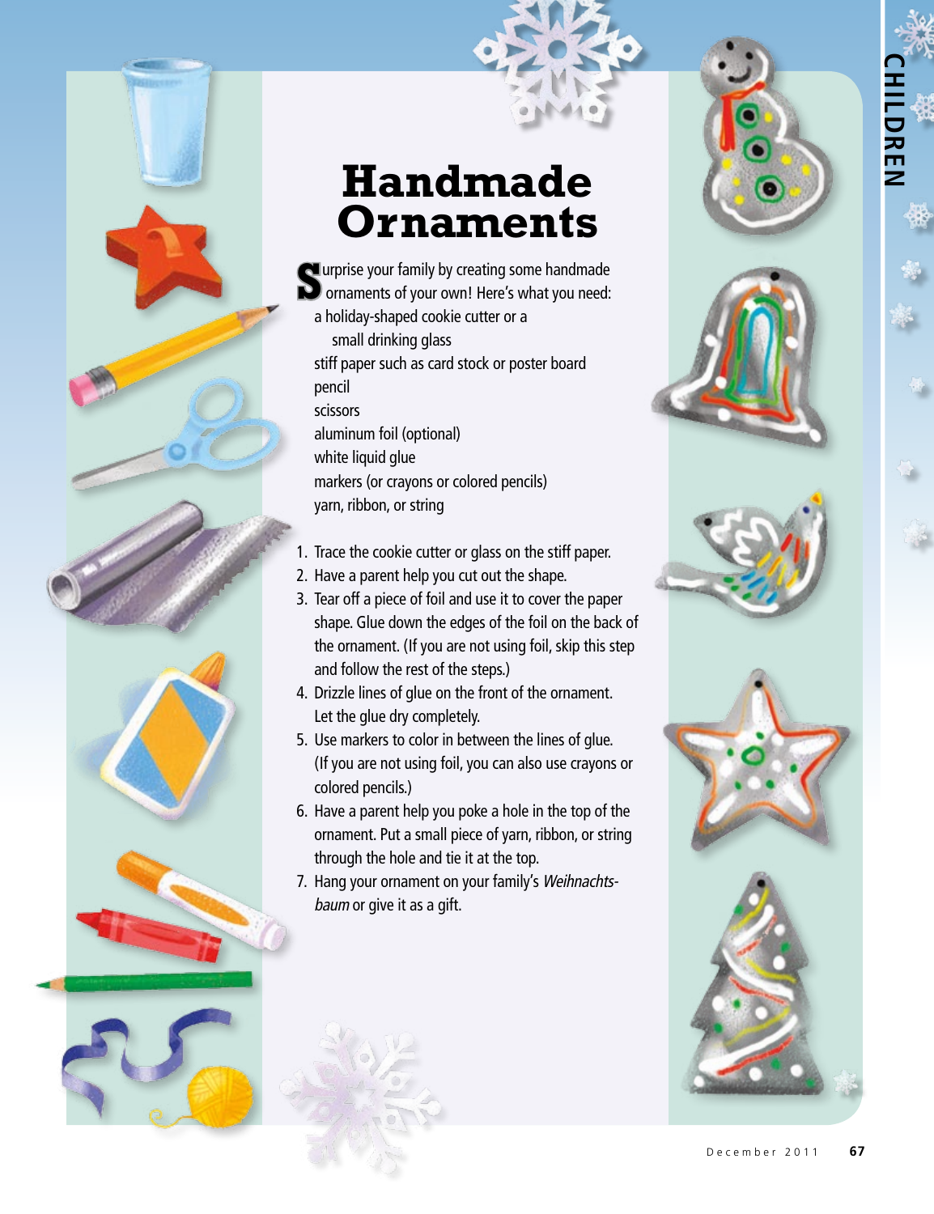# Handmade Ornaments

Surprise your family by creating some handmade ornaments of your own! Here's what you need:

- a holiday-shaped cookie cutter or a small drinking glass
- stiff paper such as card stock or poster board
- pencil
- scissors
- aluminum foil (optional)
- white liquid glue
- markers (or crayons or colored pencils)
- yarn, ribbon, or string

1. Trace the cookie cutter or glass on the stiff paper.
2. Have a parent help you cut out the shape.
3. Tear off a piece of foil and use it to cover the paper shape. Glue down the edges of the foil on the back of the ornament. (If you are not using foil, skip this step and follow the rest of the steps.)
4. Drizzle lines of glue on the front of the ornament. Let the glue dry completely.
5. Use markers to color in between the lines of glue. (If you are not using foil, you can also use crayons or colored pencils.)
6. Have a parent help you poke a hole in the top of the ornament. Put a small piece of yarn, ribbon, or string through the hole and tie it at the top.
7. Hang your ornament on your family's *Weihnachtsbaum* or give it as a gift.